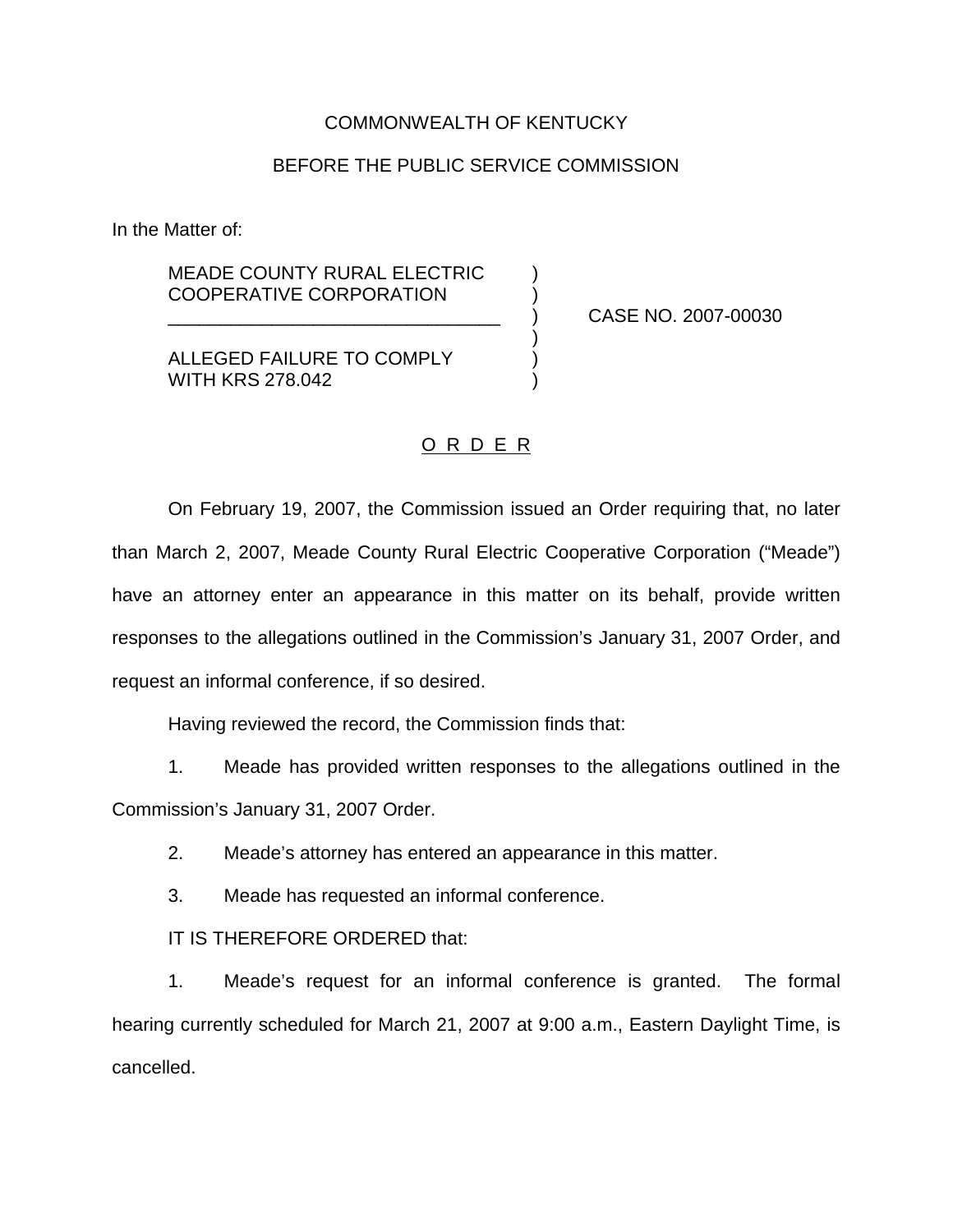COMMONWEALTH OF KENTUCKY

BEFORE THE PUBLIC SERVICE COMMISSION

In the Matter of:

| | | |
|---|---|---|
| MEADE COUNTY RURAL ELECTRIC COOPERATIVE CORPORATION | ) | |
| _________________________________ | ) | CASE NO. 2007-00030 |
| ALLEGED FAILURE TO COMPLY WITH KRS 278.042 | ) | |

O R D E R

On February 19, 2007, the Commission issued an Order requiring that, no later than March 2, 2007, Meade County Rural Electric Cooperative Corporation ("Meade") have an attorney enter an appearance in this matter on its behalf, provide written responses to the allegations outlined in the Commission's January 31, 2007 Order, and request an informal conference, if so desired.

Having reviewed the record, the Commission finds that:

1. Meade has provided written responses to the allegations outlined in the Commission's January 31, 2007 Order.

2. Meade's attorney has entered an appearance in this matter.

3. Meade has requested an informal conference.

IT IS THEREFORE ORDERED that:

1. Meade's request for an informal conference is granted. The formal hearing currently scheduled for March 21, 2007 at 9:00 a.m., Eastern Daylight Time, is cancelled.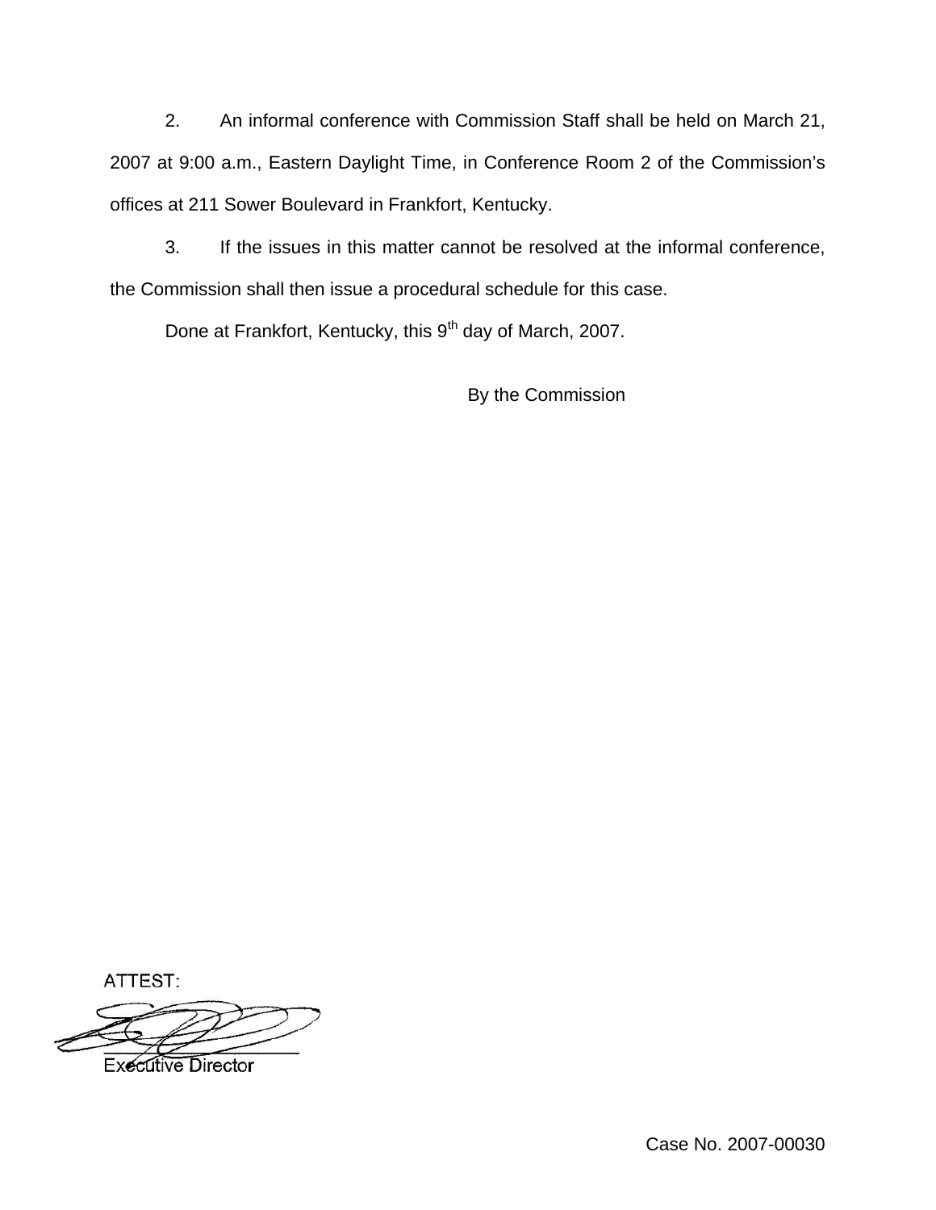2. An informal conference with Commission Staff shall be held on March 21, 2007 at 9:00 a.m., Eastern Daylight Time, in Conference Room 2 of the Commission's offices at 211 Sower Boulevard in Frankfort, Kentucky.

3. If the issues in this matter cannot be resolved at the informal conference, the Commission shall then issue a procedural schedule for this case.

Done at Frankfort, Kentucky, this 9th day of March, 2007.

By the Commission

ATTEST:

Executive Director

Case No. 2007-00030